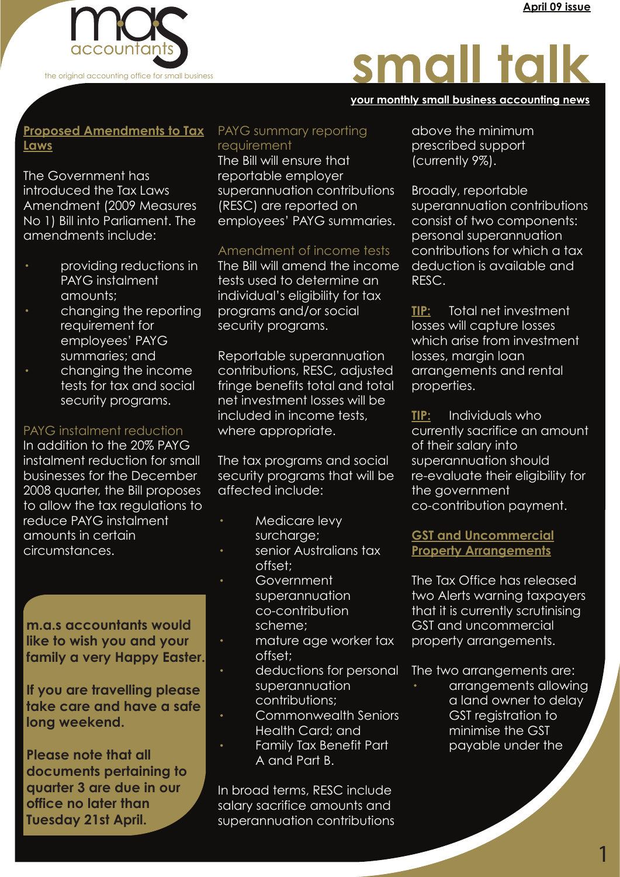April 09 issue

mas accountants

the original accounting office for small business

# small talk

your monthly small business accounting news

## Proposed Amendments to Tax Laws

The Government has introduced the Tax Laws Amendment (2009 Measures No 1) Bill into Parliament. The amendments include:

- providing reductions in PAYG instalment amounts;
- changing the reporting requirement for employees' PAYG summaries; and
- changing the income tests for tax and social security programs.

### PAYG instalment reduction

In addition to the 20% PAYG instalment reduction for small businesses for the December 2008 quarter, the Bill proposes to allow the tax regulations to reduce PAYG instalment amounts in certain circumstances.

**m.a.s accountants would like to wish you and your family a very Happy Easter.**

**If you are travelling please take care and have a safe long weekend.**

**Please note that all documents pertaining to quarter 3 are due in our office no later than Tuesday 21st April.**

### PAYG summary reporting requirement

The Bill will ensure that reportable employer superannuation contributions (RESC) are reported on employees' PAYG summaries.

### Amendment of income tests

The Bill will amend the income tests used to determine an individual's eligibility for tax programs and/or social security programs.

Reportable superannuation contributions, RESC, adjusted fringe benefits total and total net investment losses will be included in income tests, where appropriate.

The tax programs and social security programs that will be affected include:

- Medicare levy surcharge;
- senior Australians tax offset;
- Government superannuation co-contribution scheme;
- mature age worker tax offset;
- deductions for personal superannuation contributions;
- Commonwealth Seniors Health Card; and
- Family Tax Benefit Part A and Part B.

In broad terms, RESC include salary sacrifice amounts and superannuation contributions above the minimum prescribed support (currently 9%).

Broadly, reportable superannuation contributions consist of two components: personal superannuation contributions for which a tax deduction is available and RESC.

**TIP:** Total net investment losses will capture losses which arise from investment losses, margin loan arrangements and rental properties.

**TIP:** Individuals who currently sacrifice an amount of their salary into superannuation should re-evaluate their eligibility for the government co-contribution payment.

## GST and Uncommercial Property Arrangements

The Tax Office has released two Alerts warning taxpayers that it is currently scrutinising GST and uncommercial property arrangements.

The two arrangements are:

- arrangements allowing a land owner to delay GST registration to minimise the GST payable under the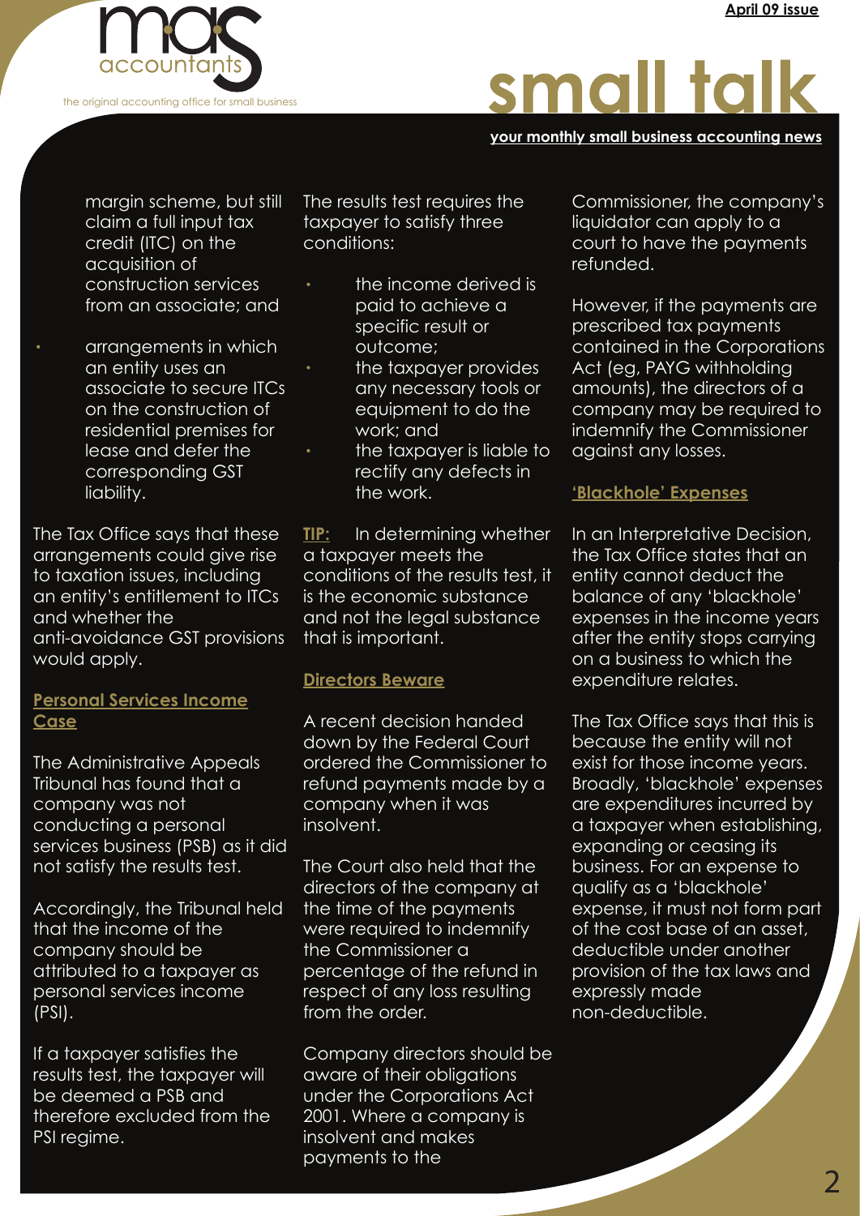margin scheme, but still claim a full input tax credit (ITC) on the acquisition of construction services from an associate; and

- arrangements in which an entity uses an associate to secure ITCs on the construction of residential premises for lease and defer the corresponding GST liability.

The Tax Office says that these arrangements could give rise to taxation issues, including an entity's entitlement to ITCs and whether the anti-avoidance GST provisions would apply.

## Personal Services Income Case

The Administrative Appeals Tribunal has found that a company was not conducting a personal services business (PSB) as it did not satisfy the results test.

Accordingly, the Tribunal held that the income of the company should be attributed to a taxpayer as personal services income (PSI).

If a taxpayer satisfies the results test, the taxpayer will be deemed a PSB and therefore excluded from the PSI regime.

The results test requires the taxpayer to satisfy three conditions:

- the income derived is paid to achieve a specific result or outcome;
- the taxpayer provides any necessary tools or equipment to do the work; and
- the taxpayer is liable to rectify any defects in the work.

**TIP:** In determining whether a taxpayer meets the conditions of the results test, it is the economic substance and not the legal substance that is important.

## Directors Beware

A recent decision handed down by the Federal Court ordered the Commissioner to refund payments made by a company when it was insolvent.

The Court also held that the directors of the company at the time of the payments were required to indemnify the Commissioner a percentage of the refund in respect of any loss resulting from the order.

Company directors should be aware of their obligations under the Corporations Act 2001. Where a company is insolvent and makes payments to the Commissioner, the company's liquidator can apply to a court to have the payments refunded.

However, if the payments are prescribed tax payments contained in the Corporations Act (eg, PAYG withholding amounts), the directors of a company may be required to indemnify the Commissioner against any losses.

## 'Blackhole' Expenses

In an Interpretative Decision, the Tax Office states that an entity cannot deduct the balance of any 'blackhole' expenses in the income years after the entity stops carrying on a business to which the expenditure relates.

The Tax Office says that this is because the entity will not exist for those income years. Broadly, 'blackhole' expenses are expenditures incurred by a taxpayer when establishing, expanding or ceasing its business. For an expense to qualify as a 'blackhole' expense, it must not form part of the cost base of an asset, deductible under another provision of the tax laws and expressly made non-deductible.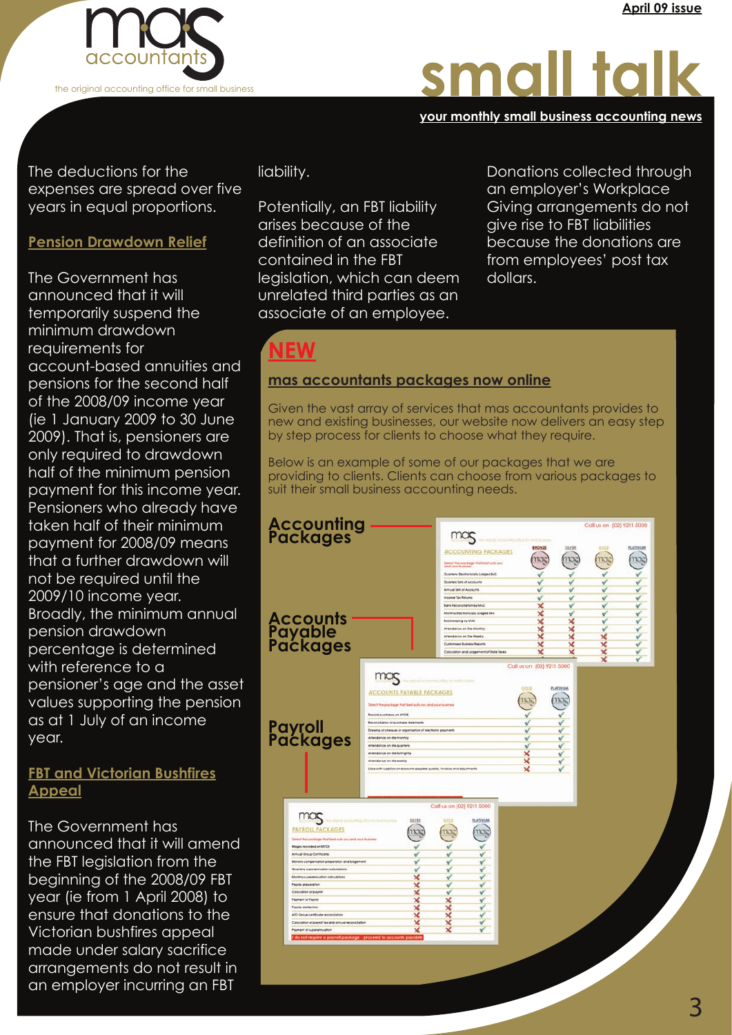# small talk

your monthly small business accounting news

April 09 issue

The deductions for the expenses are spread over five years in equal proportions.

## Pension Drawdown Relief

The Government has announced that it will temporarily suspend the minimum drawdown requirements for account-based annuities and pensions for the second half of the 2008/09 income year (ie 1 January 2009 to 30 June 2009). That is, pensioners are only required to drawdown half of the minimum pension payment for this income year. Pensioners who already have taken half of their minimum payment for 2008/09 means that a further drawdown will not be required until the 2009/10 income year. Broadly, the minimum annual pension drawdown percentage is determined with reference to a pensioner's age and the asset values supporting the pension as at 1 July of an income year.

## FBT and Victorian Bushfires Appeal

The Government has announced that it will amend the FBT legislation from the beginning of the 2008/09 FBT year (ie from 1 April 2008) to ensure that donations to the Victorian bushfires appeal made under salary sacrifice arrangements do not result in an employer incurring an FBT liability.

Potentially, an FBT liability arises because of the definition of an associate contained in the FBT legislation, which can deem unrelated third parties as an associate of an employee.

Donations collected through an employer's Workplace Giving arrangements do not give rise to FBT liabilities because the donations are from employees' post tax dollars.

## NEW

### mas accountants packages now online

Given the vast array of services that mas accountants provides to new and existing businesses, our website now delivers an easy step by step process for clients to choose what they require.

Below is an example of some of our packages that we are providing to clients. Clients can choose from various packages to suit their small business accounting needs.

**Accounting Packages**

**Accounts Payable Packages**

**Payroll Packages**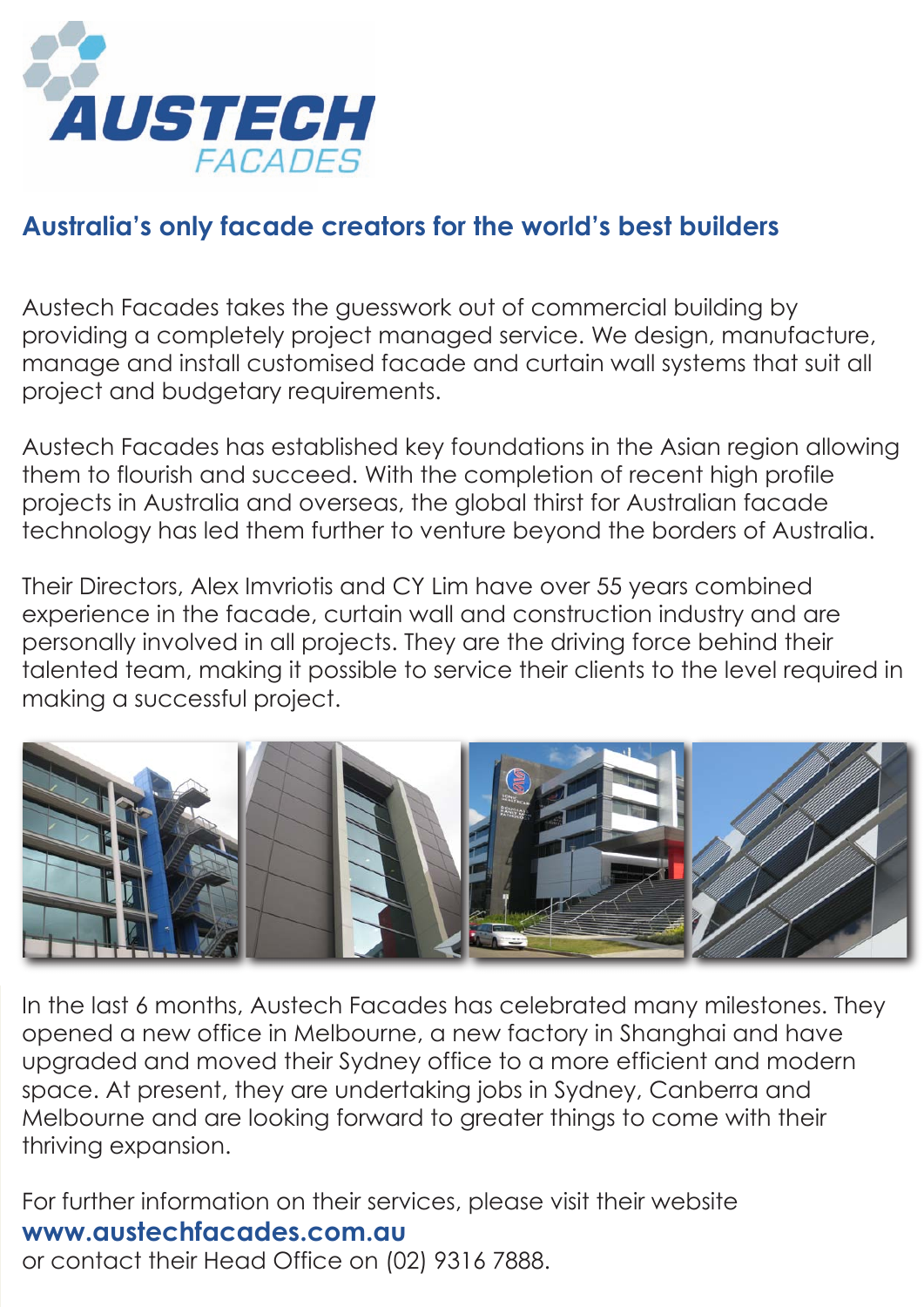AUSTECH
FACADES

## Australia's only facade creators for the world's best builders

Austech Facades takes the guesswork out of commercial building by providing a completely project managed service. We design, manufacture, manage and install customised facade and curtain wall systems that suit all project and budgetary requirements.

Austech Facades has established key foundations in the Asian region allowing them to flourish and succeed. With the completion of recent high profile projects in Australia and overseas, the global thirst for Australian facade technology has led them further to venture beyond the borders of Australia.

Their Directors, Alex Imvriotis and CY Lim have over 55 years combined experience in the facade, curtain wall and construction industry and are personally involved in all projects. They are the driving force behind their talented team, making it possible to service their clients to the level required in making a successful project.

In the last 6 months, Austech Facades has celebrated many milestones. They opened a new office in Melbourne, a new factory in Shanghai and have upgraded and moved their Sydney office to a more efficient and modern space. At present, they are undertaking jobs in Sydney, Canberra and Melbourne and are looking forward to greater things to come with their thriving expansion.

For further information on their services, please visit their website
**www.austechfacades.com.au**
or contact their Head Office on (02) 9316 7888.